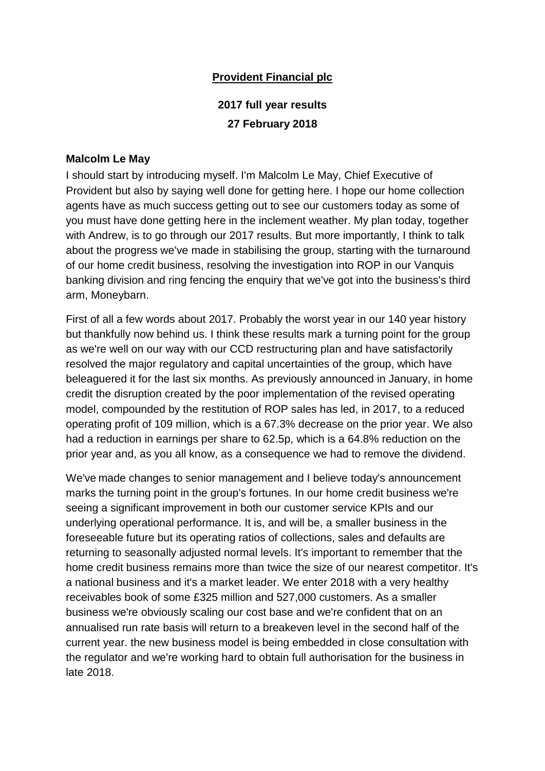## Provident Financial plc

**2017 full year results**

**27 February 2018**

**Malcolm Le May**

I should start by introducing myself. I'm Malcolm Le May, Chief Executive of Provident but also by saying well done for getting here. I hope our home collection agents have as much success getting out to see our customers today as some of you must have done getting here in the inclement weather. My plan today, together with Andrew, is to go through our 2017 results. But more importantly, I think to talk about the progress we've made in stabilising the group, starting with the turnaround of our home credit business, resolving the investigation into ROP in our Vanquis banking division and ring fencing the enquiry that we've got into the business's third arm, Moneybarn.

First of all a few words about 2017. Probably the worst year in our 140 year history but thankfully now behind us. I think these results mark a turning point for the group as we're well on our way with our CCD restructuring plan and have satisfactorily resolved the major regulatory and capital uncertainties of the group, which have beleaguered it for the last six months. As previously announced in January, in home credit the disruption created by the poor implementation of the revised operating model, compounded by the restitution of ROP sales has led, in 2017, to a reduced operating profit of 109 million, which is a 67.3% decrease on the prior year. We also had a reduction in earnings per share to 62.5p, which is a 64.8% reduction on the prior year and, as you all know, as a consequence we had to remove the dividend.

We've made changes to senior management and I believe today's announcement marks the turning point in the group's fortunes. In our home credit business we're seeing a significant improvement in both our customer service KPIs and our underlying operational performance. It is, and will be, a smaller business in the foreseeable future but its operating ratios of collections, sales and defaults are returning to seasonally adjusted normal levels. It's important to remember that the home credit business remains more than twice the size of our nearest competitor. It's a national business and it's a market leader. We enter 2018 with a very healthy receivables book of some £325 million and 527,000 customers. As a smaller business we're obviously scaling our cost base and we're confident that on an annualised run rate basis will return to a breakeven level in the second half of the current year. the new business model is being embedded in close consultation with the regulator and we're working hard to obtain full authorisation for the business in late 2018.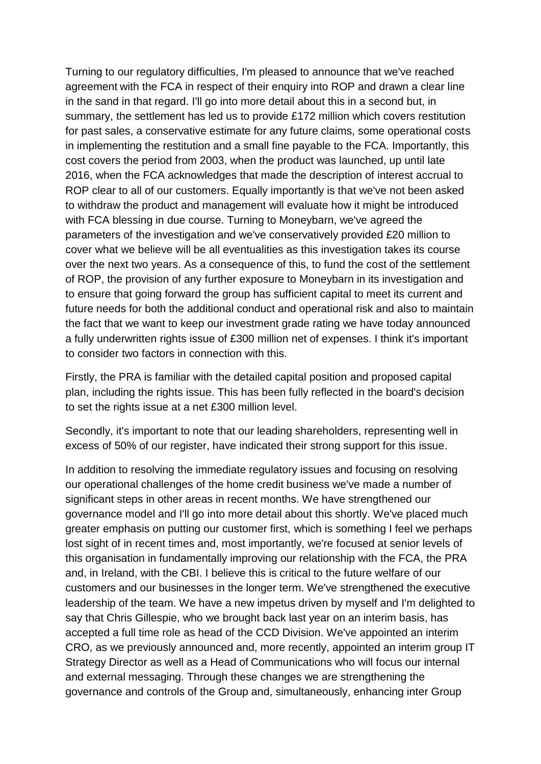Turning to our regulatory difficulties, I'm pleased to announce that we've reached agreement with the FCA in respect of their enquiry into ROP and drawn a clear line in the sand in that regard. I'll go into more detail about this in a second but, in summary, the settlement has led us to provide £172 million which covers restitution for past sales, a conservative estimate for any future claims, some operational costs in implementing the restitution and a small fine payable to the FCA. Importantly, this cost covers the period from 2003, when the product was launched, up until late 2016, when the FCA acknowledges that made the description of interest accrual to ROP clear to all of our customers. Equally importantly is that we've not been asked to withdraw the product and management will evaluate how it might be introduced with FCA blessing in due course. Turning to Moneybarn, we've agreed the parameters of the investigation and we've conservatively provided £20 million to cover what we believe will be all eventualities as this investigation takes its course over the next two years. As a consequence of this, to fund the cost of the settlement of ROP, the provision of any further exposure to Moneybarn in its investigation and to ensure that going forward the group has sufficient capital to meet its current and future needs for both the additional conduct and operational risk and also to maintain the fact that we want to keep our investment grade rating we have today announced a fully underwritten rights issue of £300 million net of expenses. I think it's important to consider two factors in connection with this.

Firstly, the PRA is familiar with the detailed capital position and proposed capital plan, including the rights issue. This has been fully reflected in the board's decision to set the rights issue at a net £300 million level.

Secondly, it's important to note that our leading shareholders, representing well in excess of 50% of our register, have indicated their strong support for this issue.

In addition to resolving the immediate regulatory issues and focusing on resolving our operational challenges of the home credit business we've made a number of significant steps in other areas in recent months. We have strengthened our governance model and I'll go into more detail about this shortly. We've placed much greater emphasis on putting our customer first, which is something I feel we perhaps lost sight of in recent times and, most importantly, we're focused at senior levels of this organisation in fundamentally improving our relationship with the FCA, the PRA and, in Ireland, with the CBI. I believe this is critical to the future welfare of our customers and our businesses in the longer term. We've strengthened the executive leadership of the team. We have a new impetus driven by myself and I'm delighted to say that Chris Gillespie, who we brought back last year on an interim basis, has accepted a full time role as head of the CCD Division. We've appointed an interim CRO, as we previously announced and, more recently, appointed an interim group IT Strategy Director as well as a Head of Communications who will focus our internal and external messaging. Through these changes we are strengthening the governance and controls of the Group and, simultaneously, enhancing inter Group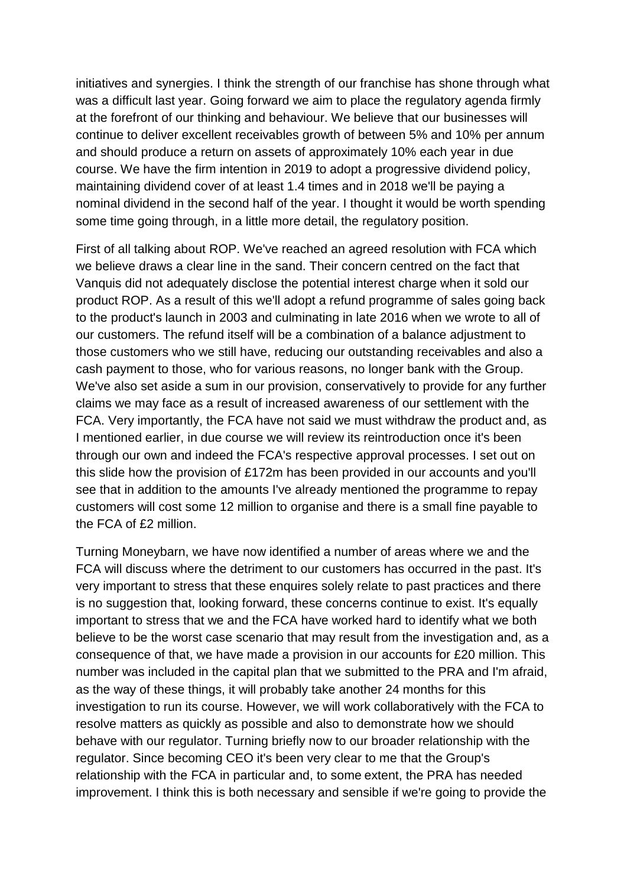initiatives and synergies. I think the strength of our franchise has shone through what was a difficult last year. Going forward we aim to place the regulatory agenda firmly at the forefront of our thinking and behaviour. We believe that our businesses will continue to deliver excellent receivables growth of between 5% and 10% per annum and should produce a return on assets of approximately 10% each year in due course. We have the firm intention in 2019 to adopt a progressive dividend policy, maintaining dividend cover of at least 1.4 times and in 2018 we'll be paying a nominal dividend in the second half of the year. I thought it would be worth spending some time going through, in a little more detail, the regulatory position.

First of all talking about ROP. We've reached an agreed resolution with FCA which we believe draws a clear line in the sand. Their concern centred on the fact that Vanquis did not adequately disclose the potential interest charge when it sold our product ROP. As a result of this we'll adopt a refund programme of sales going back to the product's launch in 2003 and culminating in late 2016 when we wrote to all of our customers. The refund itself will be a combination of a balance adjustment to those customers who we still have, reducing our outstanding receivables and also a cash payment to those, who for various reasons, no longer bank with the Group. We've also set aside a sum in our provision, conservatively to provide for any further claims we may face as a result of increased awareness of our settlement with the FCA. Very importantly, the FCA have not said we must withdraw the product and, as I mentioned earlier, in due course we will review its reintroduction once it's been through our own and indeed the FCA's respective approval processes. I set out on this slide how the provision of £172m has been provided in our accounts and you'll see that in addition to the amounts I've already mentioned the programme to repay customers will cost some 12 million to organise and there is a small fine payable to the FCA of £2 million.

Turning Moneybarn, we have now identified a number of areas where we and the FCA will discuss where the detriment to our customers has occurred in the past. It's very important to stress that these enquires solely relate to past practices and there is no suggestion that, looking forward, these concerns continue to exist. It's equally important to stress that we and the FCA have worked hard to identify what we both believe to be the worst case scenario that may result from the investigation and, as a consequence of that, we have made a provision in our accounts for £20 million. This number was included in the capital plan that we submitted to the PRA and I'm afraid, as the way of these things, it will probably take another 24 months for this investigation to run its course. However, we will work collaboratively with the FCA to resolve matters as quickly as possible and also to demonstrate how we should behave with our regulator. Turning briefly now to our broader relationship with the regulator. Since becoming CEO it's been very clear to me that the Group's relationship with the FCA in particular and, to some extent, the PRA has needed improvement. I think this is both necessary and sensible if we're going to provide the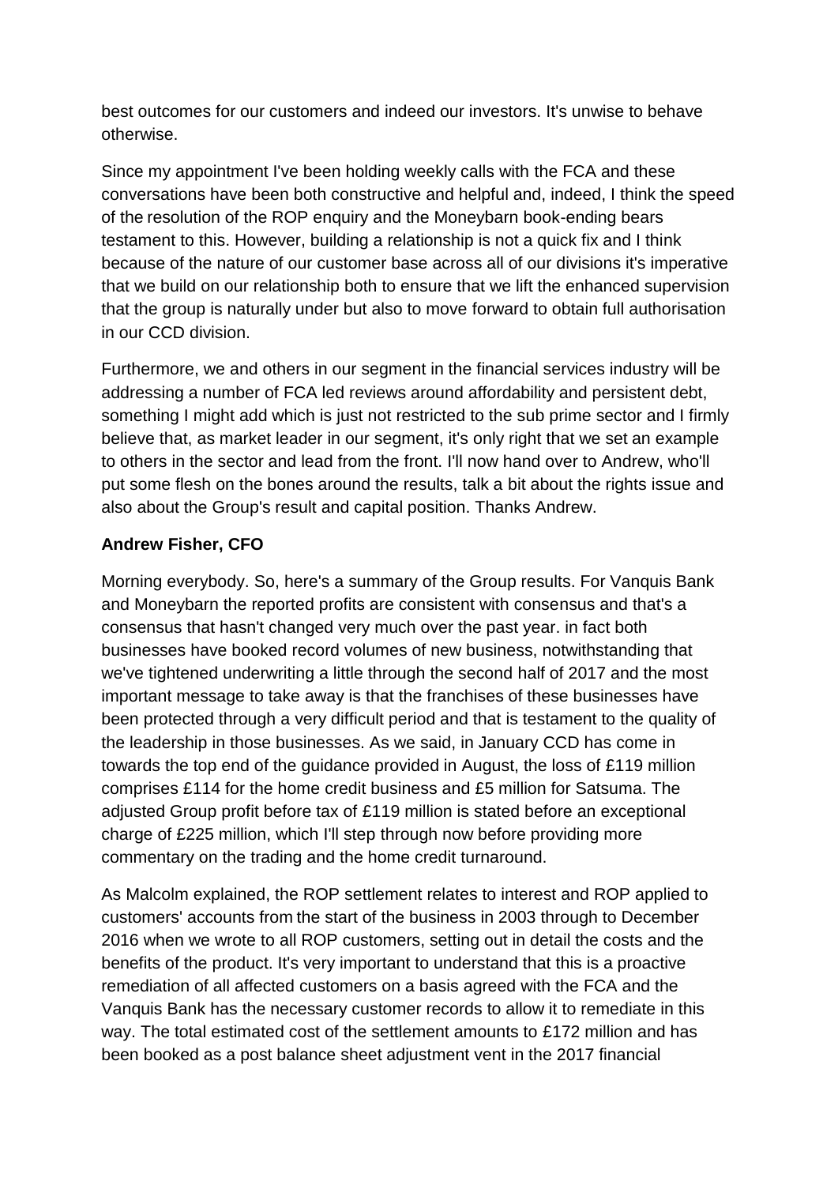best outcomes for our customers and indeed our investors. It's unwise to behave otherwise.

Since my appointment I've been holding weekly calls with the FCA and these conversations have been both constructive and helpful and, indeed, I think the speed of the resolution of the ROP enquiry and the Moneybarn book-ending bears testament to this. However, building a relationship is not a quick fix and I think because of the nature of our customer base across all of our divisions it's imperative that we build on our relationship both to ensure that we lift the enhanced supervision that the group is naturally under but also to move forward to obtain full authorisation in our CCD division.

Furthermore, we and others in our segment in the financial services industry will be addressing a number of FCA led reviews around affordability and persistent debt, something I might add which is just not restricted to the sub prime sector and I firmly believe that, as market leader in our segment, it's only right that we set an example to others in the sector and lead from the front. I'll now hand over to Andrew, who'll put some flesh on the bones around the results, talk a bit about the rights issue and also about the Group's result and capital position. Thanks Andrew.

**Andrew Fisher, CFO**

Morning everybody. So, here's a summary of the Group results. For Vanquis Bank and Moneybarn the reported profits are consistent with consensus and that's a consensus that hasn't changed very much over the past year. in fact both businesses have booked record volumes of new business, notwithstanding that we've tightened underwriting a little through the second half of 2017 and the most important message to take away is that the franchises of these businesses have been protected through a very difficult period and that is testament to the quality of the leadership in those businesses. As we said, in January CCD has come in towards the top end of the guidance provided in August, the loss of £119 million comprises £114 for the home credit business and £5 million for Satsuma. The adjusted Group profit before tax of £119 million is stated before an exceptional charge of £225 million, which I'll step through now before providing more commentary on the trading and the home credit turnaround.

As Malcolm explained, the ROP settlement relates to interest and ROP applied to customers' accounts from the start of the business in 2003 through to December 2016 when we wrote to all ROP customers, setting out in detail the costs and the benefits of the product. It's very important to understand that this is a proactive remediation of all affected customers on a basis agreed with the FCA and the Vanquis Bank has the necessary customer records to allow it to remediate in this way. The total estimated cost of the settlement amounts to £172 million and has been booked as a post balance sheet adjustment vent in the 2017 financial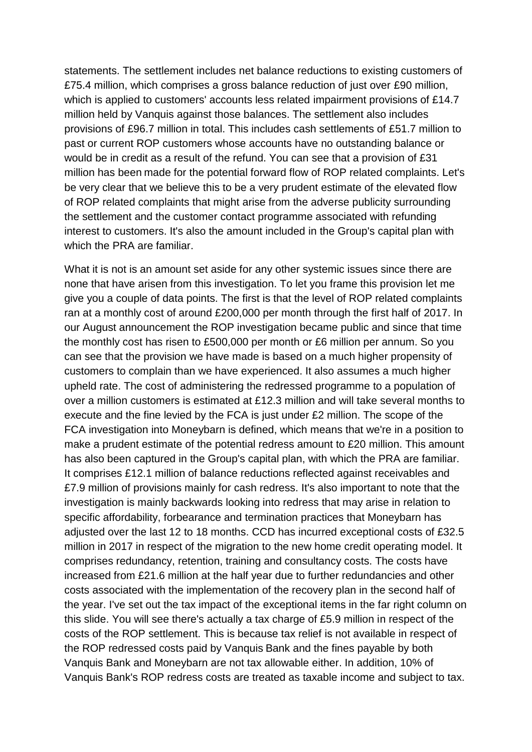statements. The settlement includes net balance reductions to existing customers of £75.4 million, which comprises a gross balance reduction of just over £90 million, which is applied to customers' accounts less related impairment provisions of £14.7 million held by Vanquis against those balances. The settlement also includes provisions of £96.7 million in total. This includes cash settlements of £51.7 million to past or current ROP customers whose accounts have no outstanding balance or would be in credit as a result of the refund. You can see that a provision of £31 million has been made for the potential forward flow of ROP related complaints. Let's be very clear that we believe this to be a very prudent estimate of the elevated flow of ROP related complaints that might arise from the adverse publicity surrounding the settlement and the customer contact programme associated with refunding interest to customers. It's also the amount included in the Group's capital plan with which the PRA are familiar.

What it is not is an amount set aside for any other systemic issues since there are none that have arisen from this investigation. To let you frame this provision let me give you a couple of data points. The first is that the level of ROP related complaints ran at a monthly cost of around £200,000 per month through the first half of 2017. In our August announcement the ROP investigation became public and since that time the monthly cost has risen to £500,000 per month or £6 million per annum. So you can see that the provision we have made is based on a much higher propensity of customers to complain than we have experienced. It also assumes a much higher upheld rate. The cost of administering the redressed programme to a population of over a million customers is estimated at £12.3 million and will take several months to execute and the fine levied by the FCA is just under £2 million. The scope of the FCA investigation into Moneybarn is defined, which means that we're in a position to make a prudent estimate of the potential redress amount to £20 million. This amount has also been captured in the Group's capital plan, with which the PRA are familiar. It comprises £12.1 million of balance reductions reflected against receivables and £7.9 million of provisions mainly for cash redress. It's also important to note that the investigation is mainly backwards looking into redress that may arise in relation to specific affordability, forbearance and termination practices that Moneybarn has adjusted over the last 12 to 18 months. CCD has incurred exceptional costs of £32.5 million in 2017 in respect of the migration to the new home credit operating model. It comprises redundancy, retention, training and consultancy costs. The costs have increased from £21.6 million at the half year due to further redundancies and other costs associated with the implementation of the recovery plan in the second half of the year. I've set out the tax impact of the exceptional items in the far right column on this slide. You will see there's actually a tax charge of £5.9 million in respect of the costs of the ROP settlement. This is because tax relief is not available in respect of the ROP redressed costs paid by Vanquis Bank and the fines payable by both Vanquis Bank and Moneybarn are not tax allowable either. In addition, 10% of Vanquis Bank's ROP redress costs are treated as taxable income and subject to tax.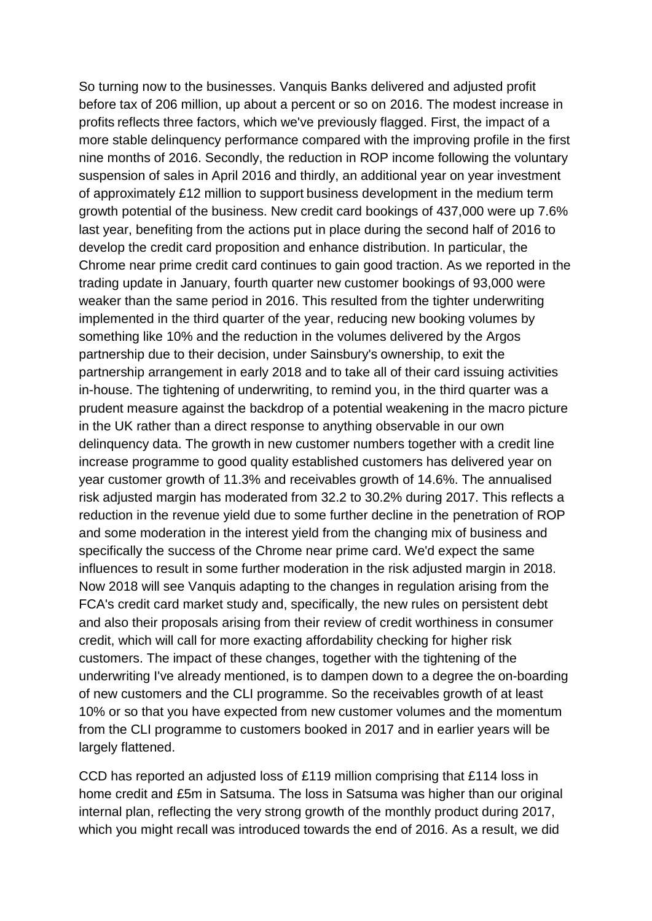So turning now to the businesses. Vanquis Banks delivered and adjusted profit before tax of 206 million, up about a percent or so on 2016. The modest increase in profits reflects three factors, which we've previously flagged. First, the impact of a more stable delinquency performance compared with the improving profile in the first nine months of 2016. Secondly, the reduction in ROP income following the voluntary suspension of sales in April 2016 and thirdly, an additional year on year investment of approximately £12 million to support business development in the medium term growth potential of the business. New credit card bookings of 437,000 were up 7.6% last year, benefiting from the actions put in place during the second half of 2016 to develop the credit card proposition and enhance distribution. In particular, the Chrome near prime credit card continues to gain good traction. As we reported in the trading update in January, fourth quarter new customer bookings of 93,000 were weaker than the same period in 2016. This resulted from the tighter underwriting implemented in the third quarter of the year, reducing new booking volumes by something like 10% and the reduction in the volumes delivered by the Argos partnership due to their decision, under Sainsbury's ownership, to exit the partnership arrangement in early 2018 and to take all of their card issuing activities in-house. The tightening of underwriting, to remind you, in the third quarter was a prudent measure against the backdrop of a potential weakening in the macro picture in the UK rather than a direct response to anything observable in our own delinquency data. The growth in new customer numbers together with a credit line increase programme to good quality established customers has delivered year on year customer growth of 11.3% and receivables growth of 14.6%. The annualised risk adjusted margin has moderated from 32.2 to 30.2% during 2017. This reflects a reduction in the revenue yield due to some further decline in the penetration of ROP and some moderation in the interest yield from the changing mix of business and specifically the success of the Chrome near prime card. We'd expect the same influences to result in some further moderation in the risk adjusted margin in 2018. Now 2018 will see Vanquis adapting to the changes in regulation arising from the FCA's credit card market study and, specifically, the new rules on persistent debt and also their proposals arising from their review of credit worthiness in consumer credit, which will call for more exacting affordability checking for higher risk customers. The impact of these changes, together with the tightening of the underwriting I've already mentioned, is to dampen down to a degree the on-boarding of new customers and the CLI programme. So the receivables growth of at least 10% or so that you have expected from new customer volumes and the momentum from the CLI programme to customers booked in 2017 and in earlier years will be largely flattened.

CCD has reported an adjusted loss of £119 million comprising that £114 loss in home credit and £5m in Satsuma. The loss in Satsuma was higher than our original internal plan, reflecting the very strong growth of the monthly product during 2017, which you might recall was introduced towards the end of 2016. As a result, we did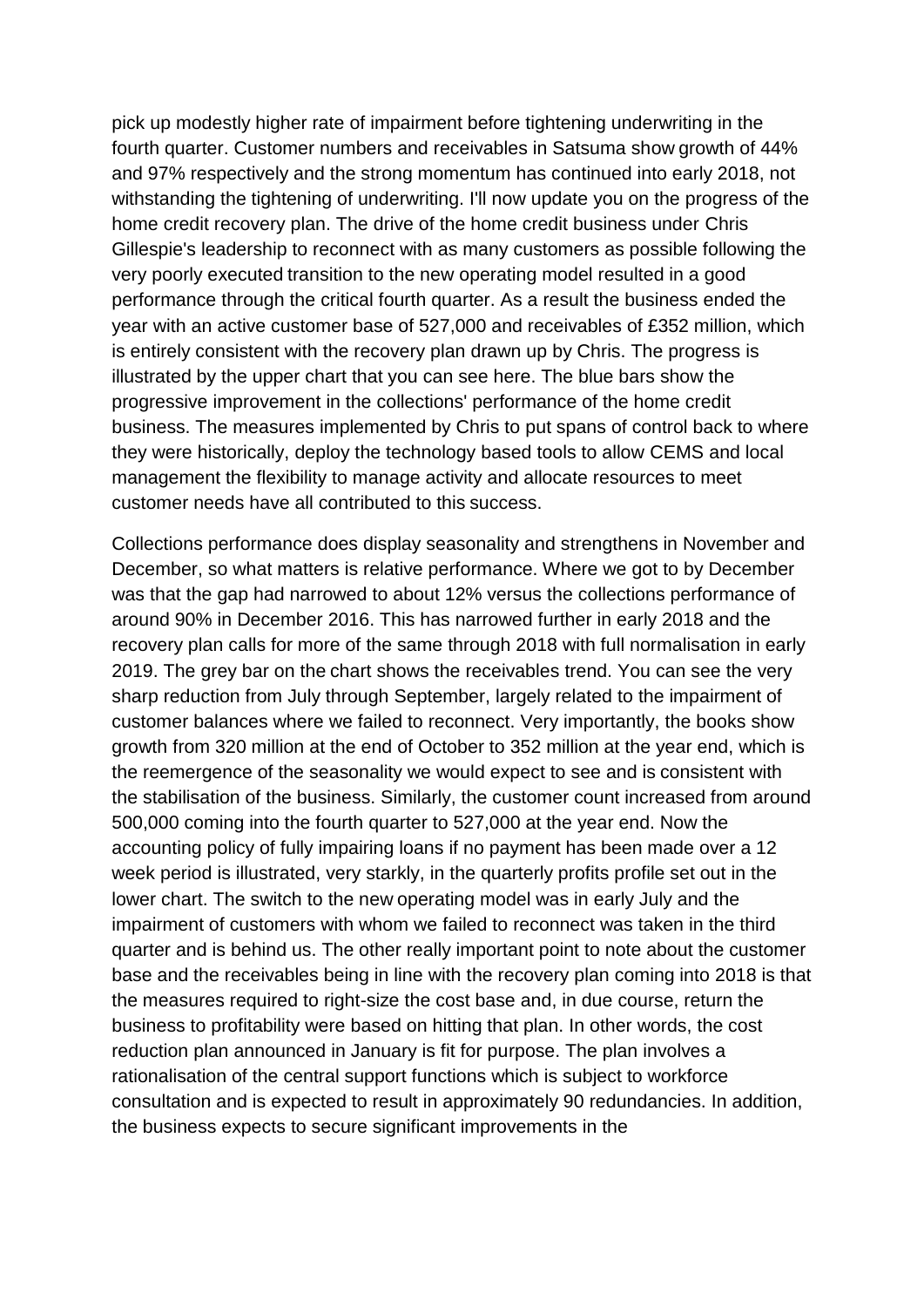pick up modestly higher rate of impairment before tightening underwriting in the fourth quarter. Customer numbers and receivables in Satsuma show growth of 44% and 97% respectively and the strong momentum has continued into early 2018, not withstanding the tightening of underwriting. I'll now update you on the progress of the home credit recovery plan. The drive of the home credit business under Chris Gillespie's leadership to reconnect with as many customers as possible following the very poorly executed transition to the new operating model resulted in a good performance through the critical fourth quarter. As a result the business ended the year with an active customer base of 527,000 and receivables of £352 million, which is entirely consistent with the recovery plan drawn up by Chris. The progress is illustrated by the upper chart that you can see here. The blue bars show the progressive improvement in the collections' performance of the home credit business. The measures implemented by Chris to put spans of control back to where they were historically, deploy the technology based tools to allow CEMS and local management the flexibility to manage activity and allocate resources to meet customer needs have all contributed to this success.

Collections performance does display seasonality and strengthens in November and December, so what matters is relative performance. Where we got to by December was that the gap had narrowed to about 12% versus the collections performance of around 90% in December 2016. This has narrowed further in early 2018 and the recovery plan calls for more of the same through 2018 with full normalisation in early 2019. The grey bar on the chart shows the receivables trend. You can see the very sharp reduction from July through September, largely related to the impairment of customer balances where we failed to reconnect. Very importantly, the books show growth from 320 million at the end of October to 352 million at the year end, which is the reemergence of the seasonality we would expect to see and is consistent with the stabilisation of the business. Similarly, the customer count increased from around 500,000 coming into the fourth quarter to 527,000 at the year end. Now the accounting policy of fully impairing loans if no payment has been made over a 12 week period is illustrated, very starkly, in the quarterly profits profile set out in the lower chart. The switch to the new operating model was in early July and the impairment of customers with whom we failed to reconnect was taken in the third quarter and is behind us. The other really important point to note about the customer base and the receivables being in line with the recovery plan coming into 2018 is that the measures required to right-size the cost base and, in due course, return the business to profitability were based on hitting that plan. In other words, the cost reduction plan announced in January is fit for purpose. The plan involves a rationalisation of the central support functions which is subject to workforce consultation and is expected to result in approximately 90 redundancies. In addition, the business expects to secure significant improvements in the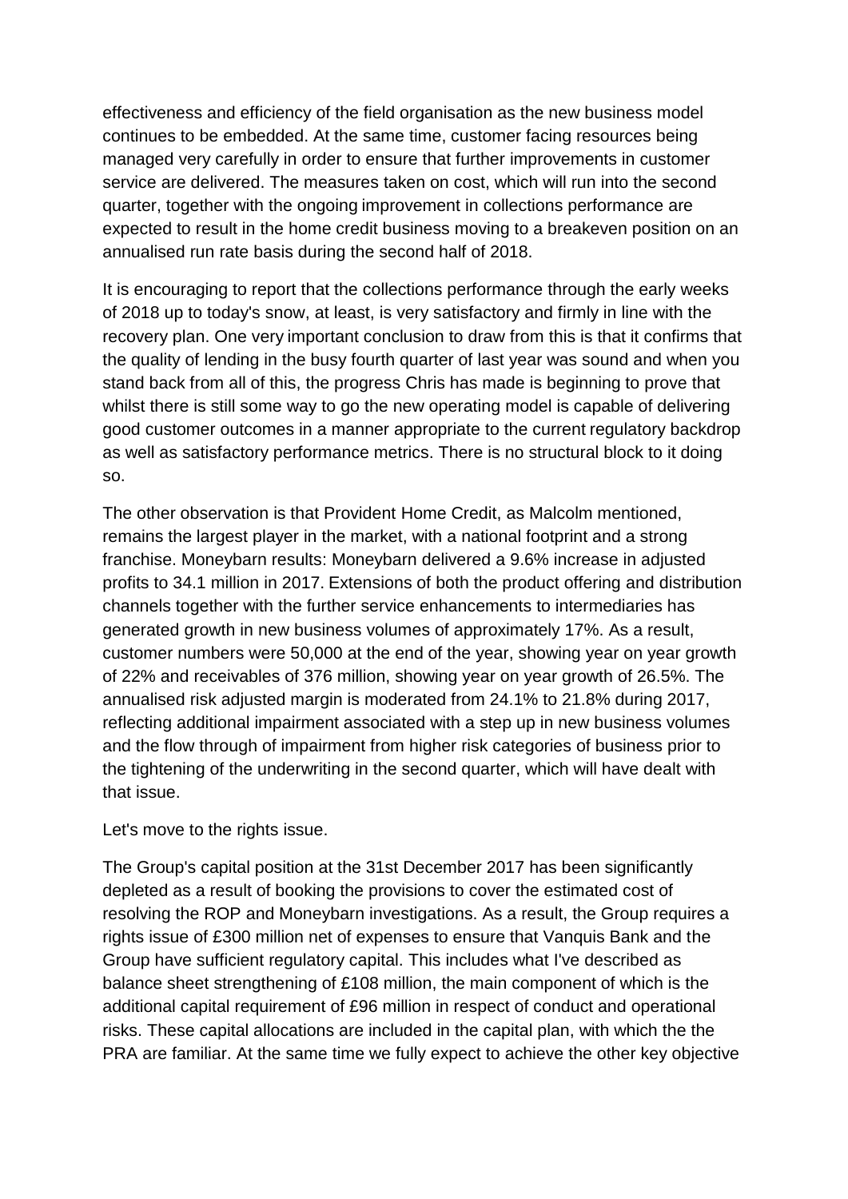effectiveness and efficiency of the field organisation as the new business model continues to be embedded. At the same time, customer facing resources being managed very carefully in order to ensure that further improvements in customer service are delivered. The measures taken on cost, which will run into the second quarter, together with the ongoing improvement in collections performance are expected to result in the home credit business moving to a breakeven position on an annualised run rate basis during the second half of 2018.

It is encouraging to report that the collections performance through the early weeks of 2018 up to today's snow, at least, is very satisfactory and firmly in line with the recovery plan. One very important conclusion to draw from this is that it confirms that the quality of lending in the busy fourth quarter of last year was sound and when you stand back from all of this, the progress Chris has made is beginning to prove that whilst there is still some way to go the new operating model is capable of delivering good customer outcomes in a manner appropriate to the current regulatory backdrop as well as satisfactory performance metrics. There is no structural block to it doing so.

The other observation is that Provident Home Credit, as Malcolm mentioned, remains the largest player in the market, with a national footprint and a strong franchise. Moneybarn results: Moneybarn delivered a 9.6% increase in adjusted profits to 34.1 million in 2017. Extensions of both the product offering and distribution channels together with the further service enhancements to intermediaries has generated growth in new business volumes of approximately 17%. As a result, customer numbers were 50,000 at the end of the year, showing year on year growth of 22% and receivables of 376 million, showing year on year growth of 26.5%. The annualised risk adjusted margin is moderated from 24.1% to 21.8% during 2017, reflecting additional impairment associated with a step up in new business volumes and the flow through of impairment from higher risk categories of business prior to the tightening of the underwriting in the second quarter, which will have dealt with that issue.

Let's move to the rights issue.

The Group's capital position at the 31st December 2017 has been significantly depleted as a result of booking the provisions to cover the estimated cost of resolving the ROP and Moneybarn investigations. As a result, the Group requires a rights issue of £300 million net of expenses to ensure that Vanquis Bank and the Group have sufficient regulatory capital. This includes what I've described as balance sheet strengthening of £108 million, the main component of which is the additional capital requirement of £96 million in respect of conduct and operational risks. These capital allocations are included in the capital plan, with which the the PRA are familiar. At the same time we fully expect to achieve the other key objective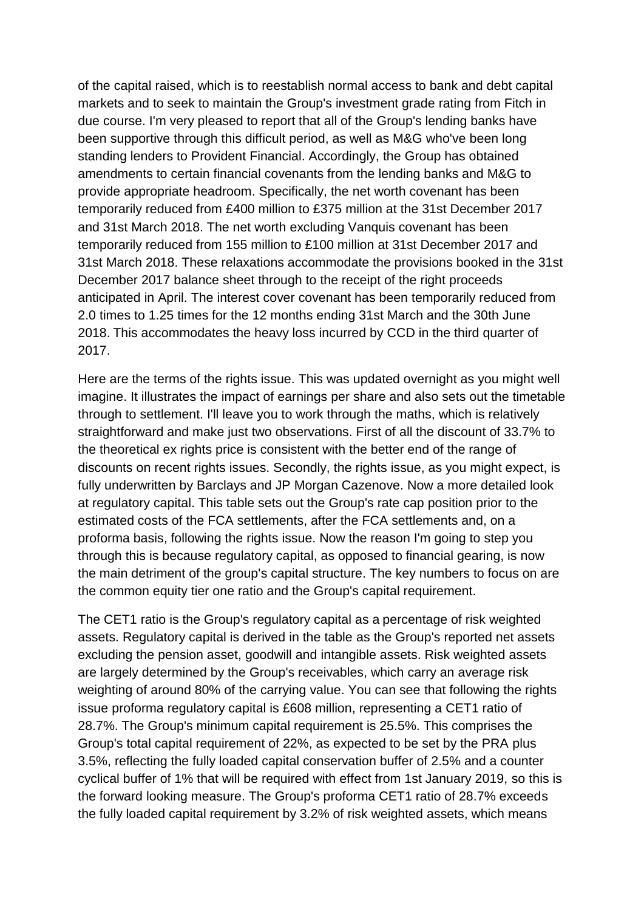of the capital raised, which is to reestablish normal access to bank and debt capital markets and to seek to maintain the Group's investment grade rating from Fitch in due course. I'm very pleased to report that all of the Group's lending banks have been supportive through this difficult period, as well as M&G who've been long standing lenders to Provident Financial. Accordingly, the Group has obtained amendments to certain financial covenants from the lending banks and M&G to provide appropriate headroom. Specifically, the net worth covenant has been temporarily reduced from £400 million to £375 million at the 31st December 2017 and 31st March 2018. The net worth excluding Vanquis covenant has been temporarily reduced from 155 million to £100 million at 31st December 2017 and 31st March 2018. These relaxations accommodate the provisions booked in the 31st December 2017 balance sheet through to the receipt of the right proceeds anticipated in April. The interest cover covenant has been temporarily reduced from 2.0 times to 1.25 times for the 12 months ending 31st March and the 30th June 2018. This accommodates the heavy loss incurred by CCD in the third quarter of 2017.

Here are the terms of the rights issue. This was updated overnight as you might well imagine. It illustrates the impact of earnings per share and also sets out the timetable through to settlement. I'll leave you to work through the maths, which is relatively straightforward and make just two observations. First of all the discount of 33.7% to the theoretical ex rights price is consistent with the better end of the range of discounts on recent rights issues. Secondly, the rights issue, as you might expect, is fully underwritten by Barclays and JP Morgan Cazenove. Now a more detailed look at regulatory capital. This table sets out the Group's rate cap position prior to the estimated costs of the FCA settlements, after the FCA settlements and, on a proforma basis, following the rights issue. Now the reason I'm going to step you through this is because regulatory capital, as opposed to financial gearing, is now the main detriment of the group's capital structure. The key numbers to focus on are the common equity tier one ratio and the Group's capital requirement.

The CET1 ratio is the Group's regulatory capital as a percentage of risk weighted assets. Regulatory capital is derived in the table as the Group's reported net assets excluding the pension asset, goodwill and intangible assets. Risk weighted assets are largely determined by the Group's receivables, which carry an average risk weighting of around 80% of the carrying value. You can see that following the rights issue proforma regulatory capital is £608 million, representing a CET1 ratio of 28.7%. The Group's minimum capital requirement is 25.5%. This comprises the Group's total capital requirement of 22%, as expected to be set by the PRA plus 3.5%, reflecting the fully loaded capital conservation buffer of 2.5% and a counter cyclical buffer of 1% that will be required with effect from 1st January 2019, so this is the forward looking measure. The Group's proforma CET1 ratio of 28.7% exceeds the fully loaded capital requirement by 3.2% of risk weighted assets, which means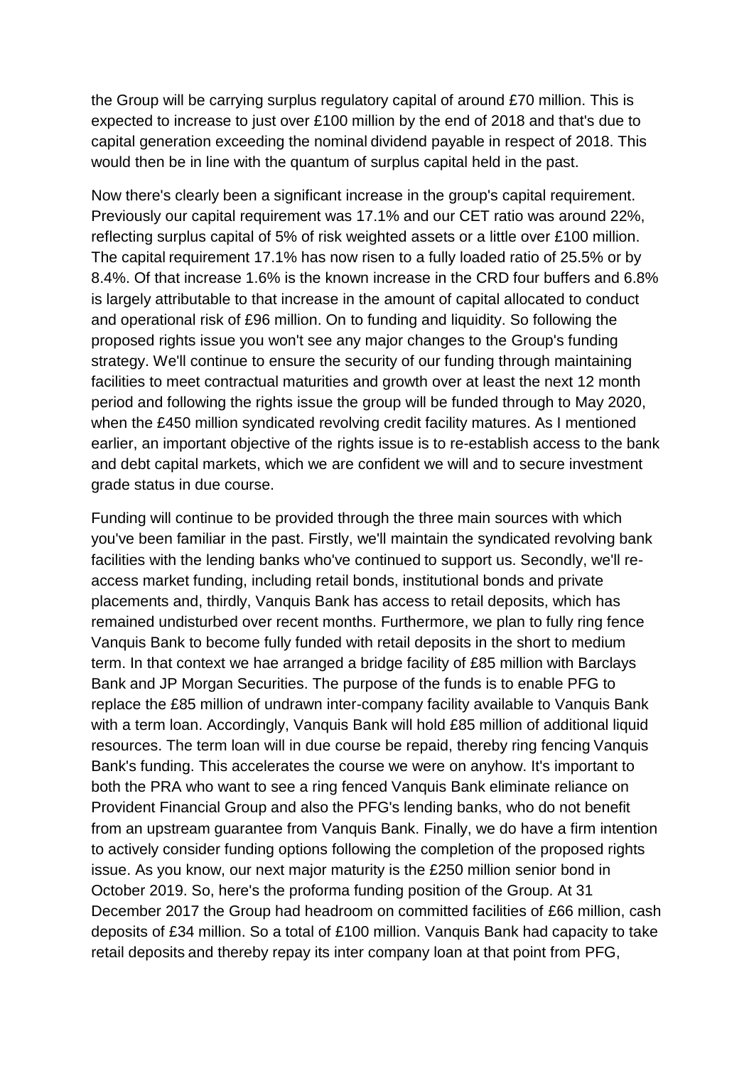the Group will be carrying surplus regulatory capital of around £70 million. This is expected to increase to just over £100 million by the end of 2018 and that's due to capital generation exceeding the nominal dividend payable in respect of 2018. This would then be in line with the quantum of surplus capital held in the past.

Now there's clearly been a significant increase in the group's capital requirement. Previously our capital requirement was 17.1% and our CET ratio was around 22%, reflecting surplus capital of 5% of risk weighted assets or a little over £100 million. The capital requirement 17.1% has now risen to a fully loaded ratio of 25.5% or by 8.4%. Of that increase 1.6% is the known increase in the CRD four buffers and 6.8% is largely attributable to that increase in the amount of capital allocated to conduct and operational risk of £96 million. On to funding and liquidity. So following the proposed rights issue you won't see any major changes to the Group's funding strategy. We'll continue to ensure the security of our funding through maintaining facilities to meet contractual maturities and growth over at least the next 12 month period and following the rights issue the group will be funded through to May 2020, when the £450 million syndicated revolving credit facility matures. As I mentioned earlier, an important objective of the rights issue is to re-establish access to the bank and debt capital markets, which we are confident we will and to secure investment grade status in due course.

Funding will continue to be provided through the three main sources with which you've been familiar in the past. Firstly, we'll maintain the syndicated revolving bank facilities with the lending banks who've continued to support us. Secondly, we'll re-access market funding, including retail bonds, institutional bonds and private placements and, thirdly, Vanquis Bank has access to retail deposits, which has remained undisturbed over recent months. Furthermore, we plan to fully ring fence Vanquis Bank to become fully funded with retail deposits in the short to medium term. In that context we hae arranged a bridge facility of £85 million with Barclays Bank and JP Morgan Securities. The purpose of the funds is to enable PFG to replace the £85 million of undrawn inter-company facility available to Vanquis Bank with a term loan. Accordingly, Vanquis Bank will hold £85 million of additional liquid resources. The term loan will in due course be repaid, thereby ring fencing Vanquis Bank's funding. This accelerates the course we were on anyhow. It's important to both the PRA who want to see a ring fenced Vanquis Bank eliminate reliance on Provident Financial Group and also the PFG's lending banks, who do not benefit from an upstream guarantee from Vanquis Bank. Finally, we do have a firm intention to actively consider funding options following the completion of the proposed rights issue. As you know, our next major maturity is the £250 million senior bond in October 2019. So, here's the proforma funding position of the Group. At 31 December 2017 the Group had headroom on committed facilities of £66 million, cash deposits of £34 million. So a total of £100 million. Vanquis Bank had capacity to take retail deposits and thereby repay its inter company loan at that point from PFG,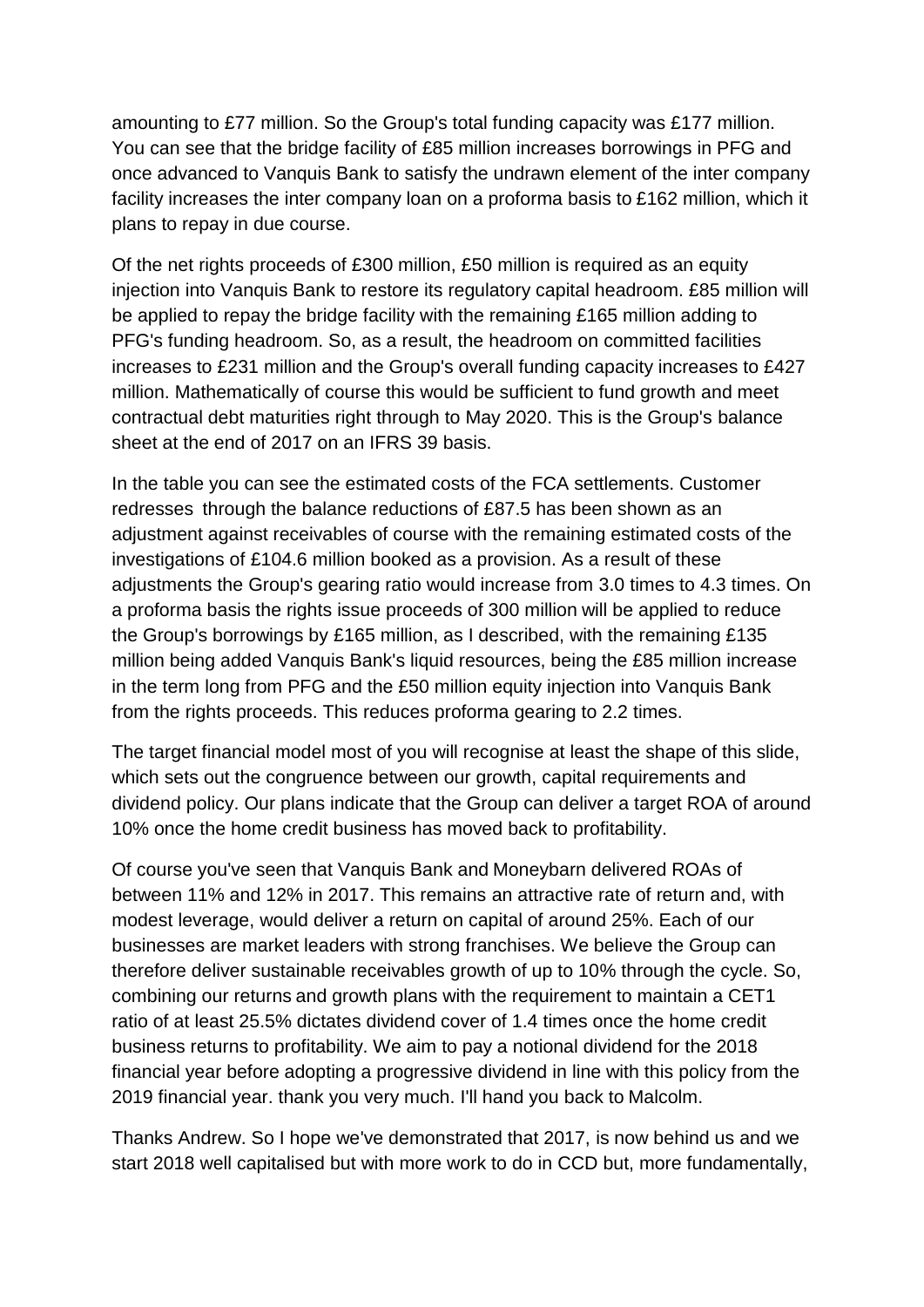amounting to £77 million. So the Group's total funding capacity was £177 million. You can see that the bridge facility of £85 million increases borrowings in PFG and once advanced to Vanquis Bank to satisfy the undrawn element of the inter company facility increases the inter company loan on a proforma basis to £162 million, which it plans to repay in due course.

Of the net rights proceeds of £300 million, £50 million is required as an equity injection into Vanquis Bank to restore its regulatory capital headroom. £85 million will be applied to repay the bridge facility with the remaining £165 million adding to PFG's funding headroom. So, as a result, the headroom on committed facilities increases to £231 million and the Group's overall funding capacity increases to £427 million. Mathematically of course this would be sufficient to fund growth and meet contractual debt maturities right through to May 2020. This is the Group's balance sheet at the end of 2017 on an IFRS 39 basis.

In the table you can see the estimated costs of the FCA settlements. Customer redresses through the balance reductions of £87.5 has been shown as an adjustment against receivables of course with the remaining estimated costs of the investigations of £104.6 million booked as a provision. As a result of these adjustments the Group's gearing ratio would increase from 3.0 times to 4.3 times. On a proforma basis the rights issue proceeds of 300 million will be applied to reduce the Group's borrowings by £165 million, as I described, with the remaining £135 million being added Vanquis Bank's liquid resources, being the £85 million increase in the term long from PFG and the £50 million equity injection into Vanquis Bank from the rights proceeds. This reduces proforma gearing to 2.2 times.

The target financial model most of you will recognise at least the shape of this slide, which sets out the congruence between our growth, capital requirements and dividend policy. Our plans indicate that the Group can deliver a target ROA of around 10% once the home credit business has moved back to profitability.

Of course you've seen that Vanquis Bank and Moneybarn delivered ROAs of between 11% and 12% in 2017. This remains an attractive rate of return and, with modest leverage, would deliver a return on capital of around 25%. Each of our businesses are market leaders with strong franchises. We believe the Group can therefore deliver sustainable receivables growth of up to 10% through the cycle. So, combining our returns and growth plans with the requirement to maintain a CET1 ratio of at least 25.5% dictates dividend cover of 1.4 times once the home credit business returns to profitability. We aim to pay a notional dividend for the 2018 financial year before adopting a progressive dividend in line with this policy from the 2019 financial year. thank you very much. I'll hand you back to Malcolm.

Thanks Andrew. So I hope we've demonstrated that 2017, is now behind us and we start 2018 well capitalised but with more work to do in CCD but, more fundamentally,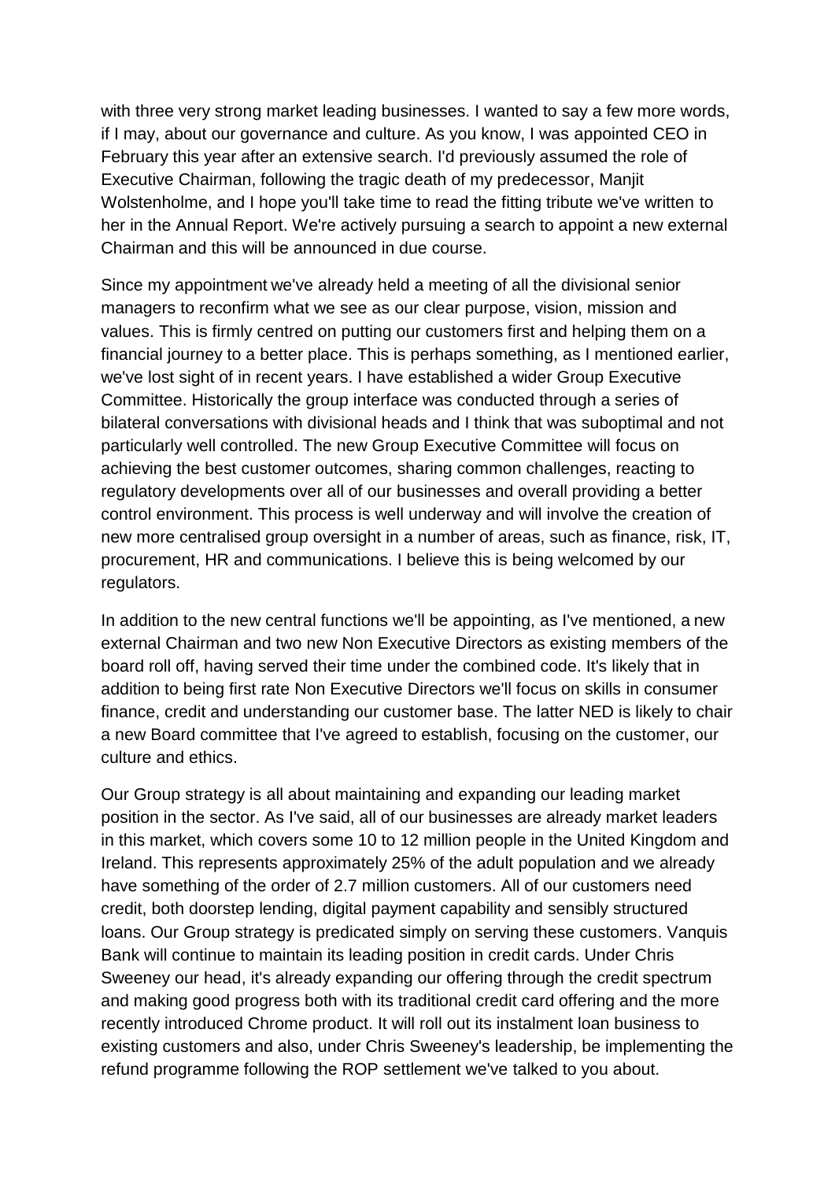with three very strong market leading businesses. I wanted to say a few more words, if I may, about our governance and culture. As you know, I was appointed CEO in February this year after an extensive search. I'd previously assumed the role of Executive Chairman, following the tragic death of my predecessor, Manjit Wolstenholme, and I hope you'll take time to read the fitting tribute we've written to her in the Annual Report. We're actively pursuing a search to appoint a new external Chairman and this will be announced in due course.

Since my appointment we've already held a meeting of all the divisional senior managers to reconfirm what we see as our clear purpose, vision, mission and values. This is firmly centred on putting our customers first and helping them on a financial journey to a better place. This is perhaps something, as I mentioned earlier, we've lost sight of in recent years. I have established a wider Group Executive Committee. Historically the group interface was conducted through a series of bilateral conversations with divisional heads and I think that was suboptimal and not particularly well controlled. The new Group Executive Committee will focus on achieving the best customer outcomes, sharing common challenges, reacting to regulatory developments over all of our businesses and overall providing a better control environment. This process is well underway and will involve the creation of new more centralised group oversight in a number of areas, such as finance, risk, IT, procurement, HR and communications. I believe this is being welcomed by our regulators.

In addition to the new central functions we'll be appointing, as I've mentioned, a new external Chairman and two new Non Executive Directors as existing members of the board roll off, having served their time under the combined code. It's likely that in addition to being first rate Non Executive Directors we'll focus on skills in consumer finance, credit and understanding our customer base. The latter NED is likely to chair a new Board committee that I've agreed to establish, focusing on the customer, our culture and ethics.

Our Group strategy is all about maintaining and expanding our leading market position in the sector. As I've said, all of our businesses are already market leaders in this market, which covers some 10 to 12 million people in the United Kingdom and Ireland. This represents approximately 25% of the adult population and we already have something of the order of 2.7 million customers. All of our customers need credit, both doorstep lending, digital payment capability and sensibly structured loans. Our Group strategy is predicated simply on serving these customers. Vanquis Bank will continue to maintain its leading position in credit cards. Under Chris Sweeney our head, it's already expanding our offering through the credit spectrum and making good progress both with its traditional credit card offering and the more recently introduced Chrome product. It will roll out its instalment loan business to existing customers and also, under Chris Sweeney's leadership, be implementing the refund programme following the ROP settlement we've talked to you about.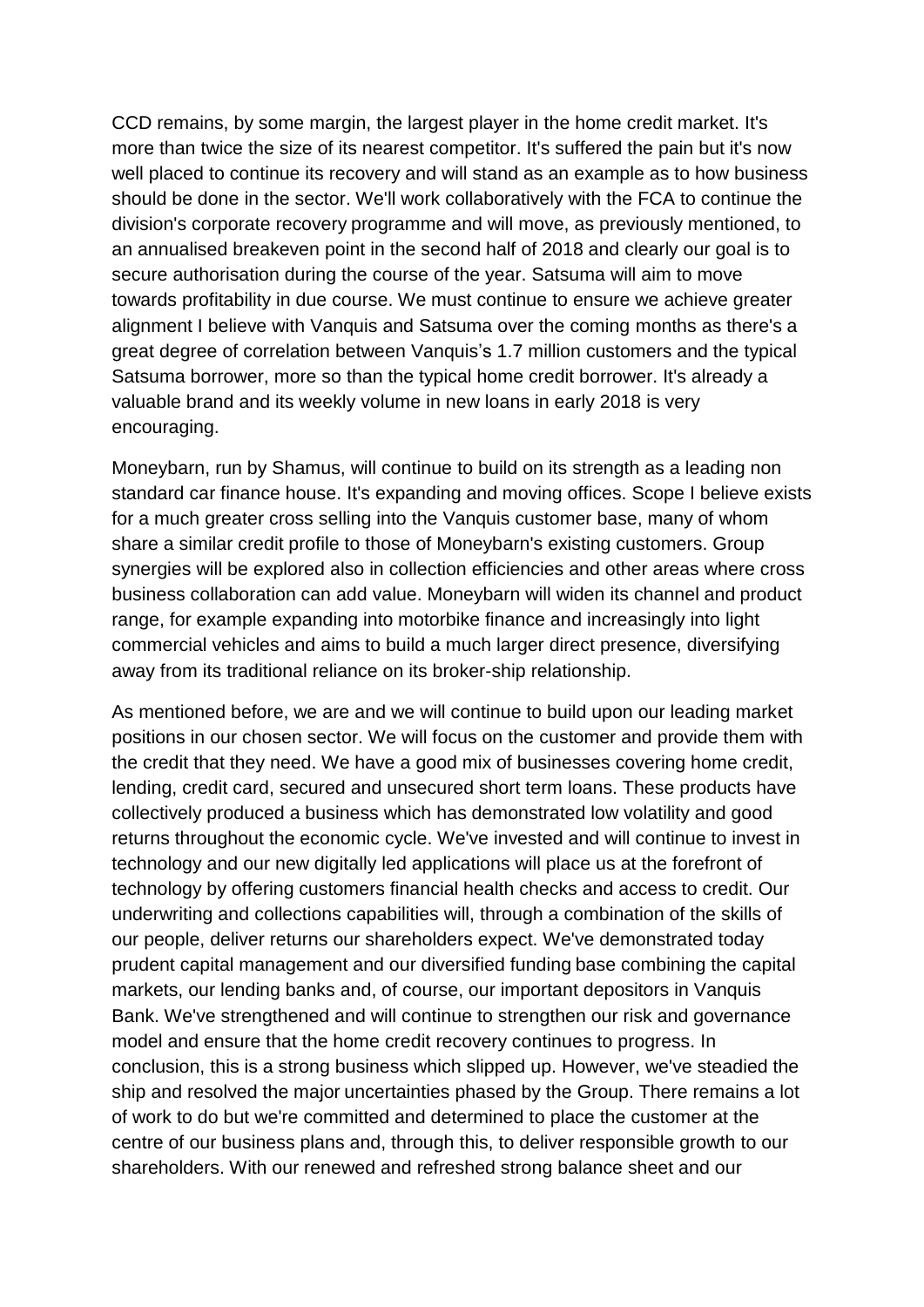CCD remains, by some margin, the largest player in the home credit market. It's more than twice the size of its nearest competitor. It's suffered the pain but it's now well placed to continue its recovery and will stand as an example as to how business should be done in the sector. We'll work collaboratively with the FCA to continue the division's corporate recovery programme and will move, as previously mentioned, to an annualised breakeven point in the second half of 2018 and clearly our goal is to secure authorisation during the course of the year. Satsuma will aim to move towards profitability in due course. We must continue to ensure we achieve greater alignment I believe with Vanquis and Satsuma over the coming months as there's a great degree of correlation between Vanquis's 1.7 million customers and the typical Satsuma borrower, more so than the typical home credit borrower. It's already a valuable brand and its weekly volume in new loans in early 2018 is very encouraging.

Moneybarn, run by Shamus, will continue to build on its strength as a leading non standard car finance house. It's expanding and moving offices. Scope I believe exists for a much greater cross selling into the Vanquis customer base, many of whom share a similar credit profile to those of Moneybarn's existing customers. Group synergies will be explored also in collection efficiencies and other areas where cross business collaboration can add value. Moneybarn will widen its channel and product range, for example expanding into motorbike finance and increasingly into light commercial vehicles and aims to build a much larger direct presence, diversifying away from its traditional reliance on its broker-ship relationship.

As mentioned before, we are and we will continue to build upon our leading market positions in our chosen sector. We will focus on the customer and provide them with the credit that they need. We have a good mix of businesses covering home credit, lending, credit card, secured and unsecured short term loans. These products have collectively produced a business which has demonstrated low volatility and good returns throughout the economic cycle. We've invested and will continue to invest in technology and our new digitally led applications will place us at the forefront of technology by offering customers financial health checks and access to credit. Our underwriting and collections capabilities will, through a combination of the skills of our people, deliver returns our shareholders expect. We've demonstrated today prudent capital management and our diversified funding base combining the capital markets, our lending banks and, of course, our important depositors in Vanquis Bank. We've strengthened and will continue to strengthen our risk and governance model and ensure that the home credit recovery continues to progress. In conclusion, this is a strong business which slipped up. However, we've steadied the ship and resolved the major uncertainties phased by the Group. There remains a lot of work to do but we're committed and determined to place the customer at the centre of our business plans and, through this, to deliver responsible growth to our shareholders. With our renewed and refreshed strong balance sheet and our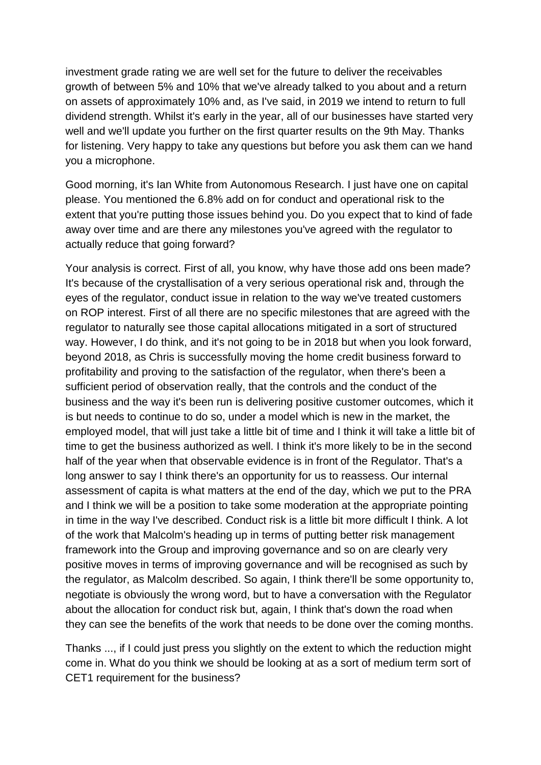investment grade rating we are well set for the future to deliver the receivables growth of between 5% and 10% that we've already talked to you about and a return on assets of approximately 10% and, as I've said, in 2019 we intend to return to full dividend strength. Whilst it's early in the year, all of our businesses have started very well and we'll update you further on the first quarter results on the 9th May. Thanks for listening. Very happy to take any questions but before you ask them can we hand you a microphone.

Good morning, it's Ian White from Autonomous Research. I just have one on capital please. You mentioned the 6.8% add on for conduct and operational risk to the extent that you're putting those issues behind you. Do you expect that to kind of fade away over time and are there any milestones you've agreed with the regulator to actually reduce that going forward?

Your analysis is correct. First of all, you know, why have those add ons been made? It's because of the crystallisation of a very serious operational risk and, through the eyes of the regulator, conduct issue in relation to the way we've treated customers on ROP interest. First of all there are no specific milestones that are agreed with the regulator to naturally see those capital allocations mitigated in a sort of structured way. However, I do think, and it's not going to be in 2018 but when you look forward, beyond 2018, as Chris is successfully moving the home credit business forward to profitability and proving to the satisfaction of the regulator, when there's been a sufficient period of observation really, that the controls and the conduct of the business and the way it's been run is delivering positive customer outcomes, which it is but needs to continue to do so, under a model which is new in the market, the employed model, that will just take a little bit of time and I think it will take a little bit of time to get the business authorized as well. I think it's more likely to be in the second half of the year when that observable evidence is in front of the Regulator. That's a long answer to say I think there's an opportunity for us to reassess. Our internal assessment of capita is what matters at the end of the day, which we put to the PRA and I think we will be a position to take some moderation at the appropriate pointing in time in the way I've described. Conduct risk is a little bit more difficult I think. A lot of the work that Malcolm's heading up in terms of putting better risk management framework into the Group and improving governance and so on are clearly very positive moves in terms of improving governance and will be recognised as such by the regulator, as Malcolm described. So again, I think there'll be some opportunity to, negotiate is obviously the wrong word, but to have a conversation with the Regulator about the allocation for conduct risk but, again, I think that's down the road when they can see the benefits of the work that needs to be done over the coming months.

Thanks ..., if I could just press you slightly on the extent to which the reduction might come in. What do you think we should be looking at as a sort of medium term sort of CET1 requirement for the business?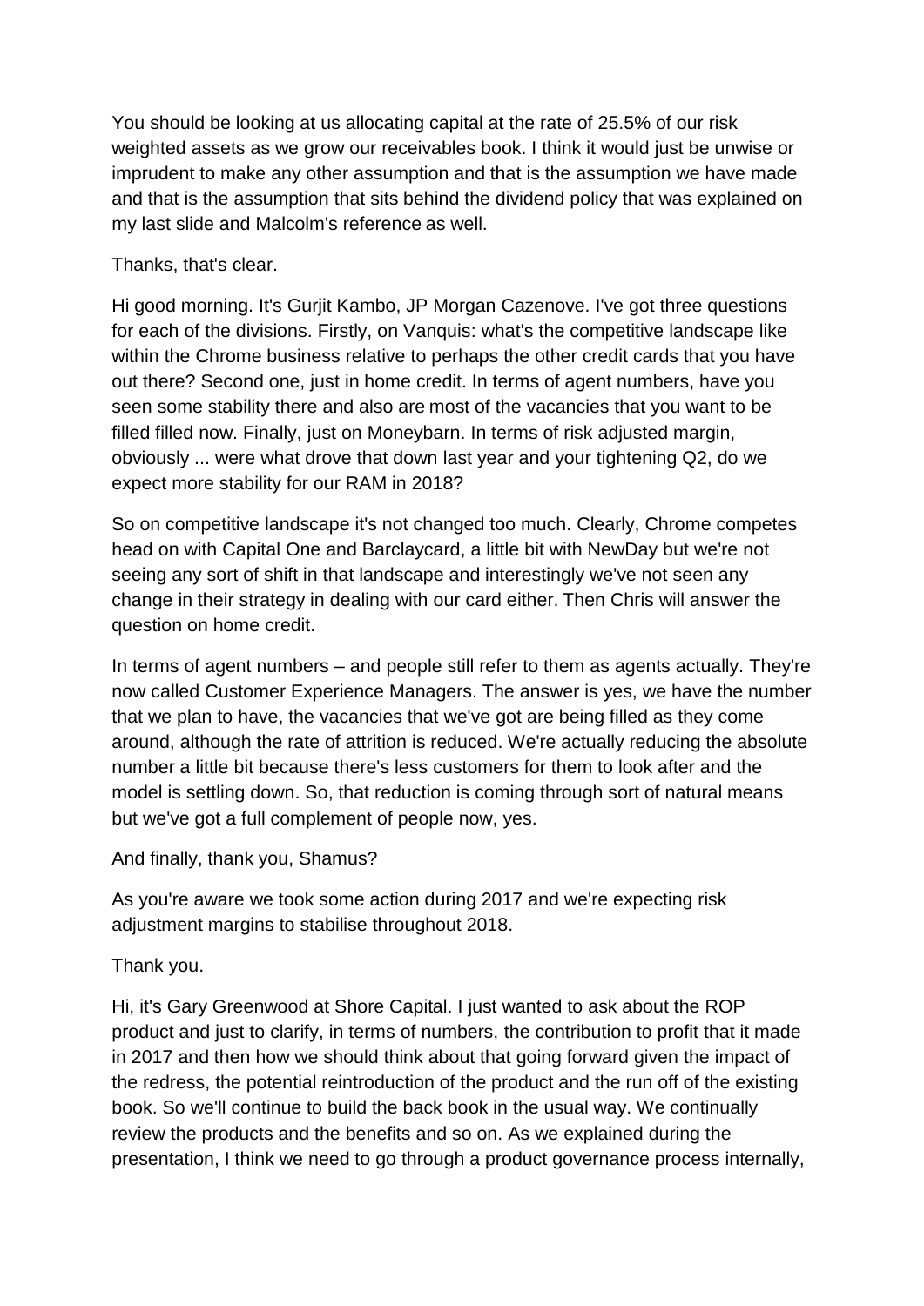You should be looking at us allocating capital at the rate of 25.5% of our risk weighted assets as we grow our receivables book. I think it would just be unwise or imprudent to make any other assumption and that is the assumption we have made and that is the assumption that sits behind the dividend policy that was explained on my last slide and Malcolm's reference as well.

Thanks, that's clear.

Hi good morning. It's Gurjit Kambo, JP Morgan Cazenove. I've got three questions for each of the divisions. Firstly, on Vanquis: what's the competitive landscape like within the Chrome business relative to perhaps the other credit cards that you have out there? Second one, just in home credit. In terms of agent numbers, have you seen some stability there and also are most of the vacancies that you want to be filled filled now. Finally, just on Moneybarn. In terms of risk adjusted margin, obviously ... were what drove that down last year and your tightening Q2, do we expect more stability for our RAM in 2018?

So on competitive landscape it's not changed too much. Clearly, Chrome competes head on with Capital One and Barclaycard, a little bit with NewDay but we're not seeing any sort of shift in that landscape and interestingly we've not seen any change in their strategy in dealing with our card either. Then Chris will answer the question on home credit.

In terms of agent numbers – and people still refer to them as agents actually. They're now called Customer Experience Managers. The answer is yes, we have the number that we plan to have, the vacancies that we've got are being filled as they come around, although the rate of attrition is reduced. We're actually reducing the absolute number a little bit because there's less customers for them to look after and the model is settling down. So, that reduction is coming through sort of natural means but we've got a full complement of people now, yes.

And finally, thank you, Shamus?

As you're aware we took some action during 2017 and we're expecting risk adjustment margins to stabilise throughout 2018.

Thank you.

Hi, it's Gary Greenwood at Shore Capital. I just wanted to ask about the ROP product and just to clarify, in terms of numbers, the contribution to profit that it made in 2017 and then how we should think about that going forward given the impact of the redress, the potential reintroduction of the product and the run off of the existing book. So we'll continue to build the back book in the usual way. We continually review the products and the benefits and so on. As we explained during the presentation, I think we need to go through a product governance process internally,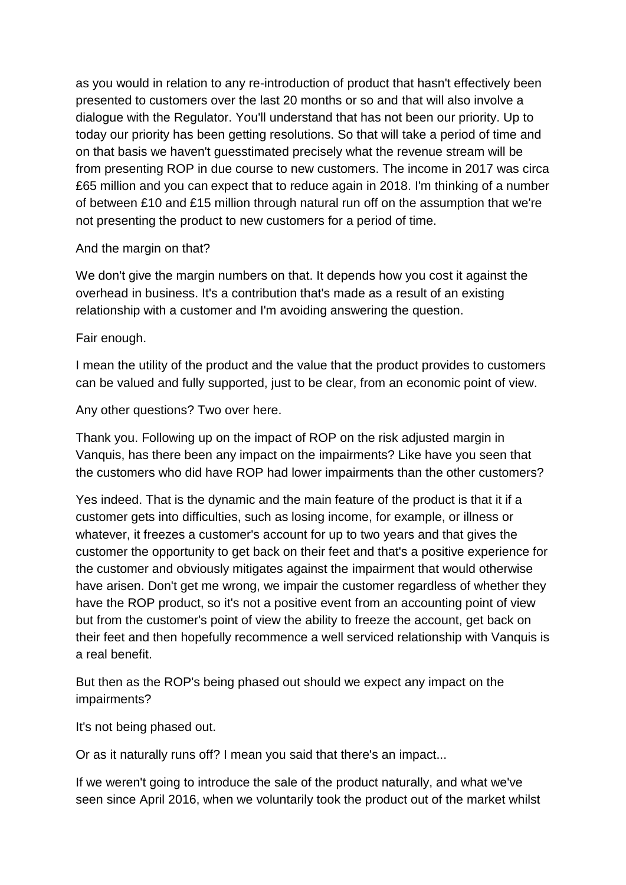as you would in relation to any re-introduction of product that hasn't effectively been presented to customers over the last 20 months or so and that will also involve a dialogue with the Regulator. You'll understand that has not been our priority. Up to today our priority has been getting resolutions. So that will take a period of time and on that basis we haven't guesstimated precisely what the revenue stream will be from presenting ROP in due course to new customers. The income in 2017 was circa £65 million and you can expect that to reduce again in 2018. I'm thinking of a number of between £10 and £15 million through natural run off on the assumption that we're not presenting the product to new customers for a period of time.

And the margin on that?

We don't give the margin numbers on that. It depends how you cost it against the overhead in business. It's a contribution that's made as a result of an existing relationship with a customer and I'm avoiding answering the question.

Fair enough.

I mean the utility of the product and the value that the product provides to customers can be valued and fully supported, just to be clear, from an economic point of view.

Any other questions? Two over here.

Thank you. Following up on the impact of ROP on the risk adjusted margin in Vanquis, has there been any impact on the impairments? Like have you seen that the customers who did have ROP had lower impairments than the other customers?

Yes indeed. That is the dynamic and the main feature of the product is that it if a customer gets into difficulties, such as losing income, for example, or illness or whatever, it freezes a customer's account for up to two years and that gives the customer the opportunity to get back on their feet and that's a positive experience for the customer and obviously mitigates against the impairment that would otherwise have arisen. Don't get me wrong, we impair the customer regardless of whether they have the ROP product, so it's not a positive event from an accounting point of view but from the customer's point of view the ability to freeze the account, get back on their feet and then hopefully recommence a well serviced relationship with Vanquis is a real benefit.

But then as the ROP's being phased out should we expect any impact on the impairments?

It's not being phased out.

Or as it naturally runs off? I mean you said that there's an impact...

If we weren't going to introduce the sale of the product naturally, and what we've seen since April 2016, when we voluntarily took the product out of the market whilst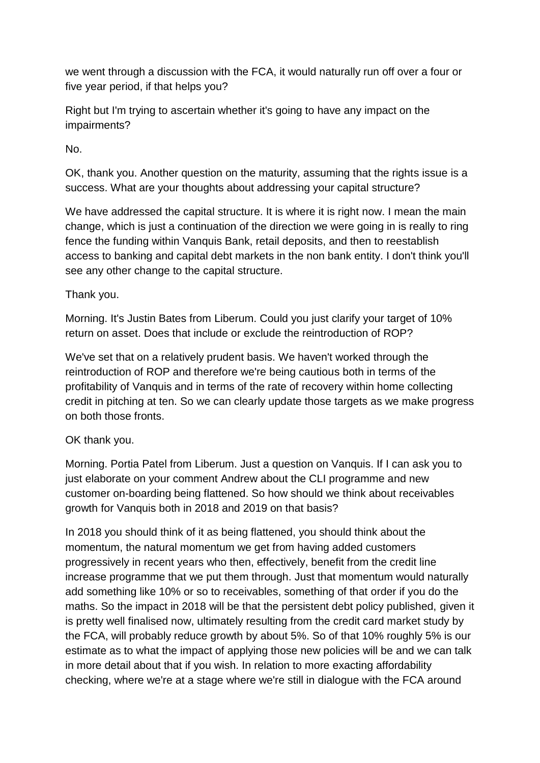we went through a discussion with the FCA, it would naturally run off over a four or five year period, if that helps you?

Right but I'm trying to ascertain whether it's going to have any impact on the impairments?

No.

OK, thank you. Another question on the maturity, assuming that the rights issue is a success. What are your thoughts about addressing your capital structure?

We have addressed the capital structure. It is where it is right now. I mean the main change, which is just a continuation of the direction we were going in is really to ring fence the funding within Vanquis Bank, retail deposits, and then to reestablish access to banking and capital debt markets in the non bank entity. I don't think you'll see any other change to the capital structure.

Thank you.

Morning. It's Justin Bates from Liberum. Could you just clarify your target of 10% return on asset. Does that include or exclude the reintroduction of ROP?

We've set that on a relatively prudent basis. We haven't worked through the reintroduction of ROP and therefore we're being cautious both in terms of the profitability of Vanquis and in terms of the rate of recovery within home collecting credit in pitching at ten. So we can clearly update those targets as we make progress on both those fronts.

OK thank you.

Morning. Portia Patel from Liberum. Just a question on Vanquis. If I can ask you to just elaborate on your comment Andrew about the CLI programme and new customer on-boarding being flattened. So how should we think about receivables growth for Vanquis both in 2018 and 2019 on that basis?

In 2018 you should think of it as being flattened, you should think about the momentum, the natural momentum we get from having added customers progressively in recent years who then, effectively, benefit from the credit line increase programme that we put them through. Just that momentum would naturally add something like 10% or so to receivables, something of that order if you do the maths. So the impact in 2018 will be that the persistent debt policy published, given it is pretty well finalised now, ultimately resulting from the credit card market study by the FCA, will probably reduce growth by about 5%. So of that 10% roughly 5% is our estimate as to what the impact of applying those new policies will be and we can talk in more detail about that if you wish. In relation to more exacting affordability checking, where we're at a stage where we're still in dialogue with the FCA around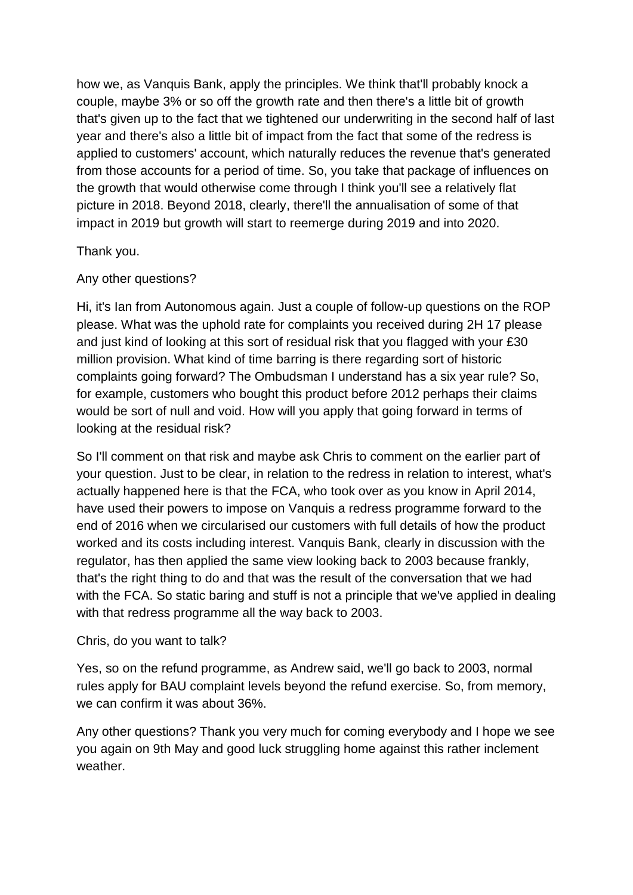how we, as Vanquis Bank, apply the principles. We think that'll probably knock a couple, maybe 3% or so off the growth rate and then there's a little bit of growth that's given up to the fact that we tightened our underwriting in the second half of last year and there's also a little bit of impact from the fact that some of the redress is applied to customers' account, which naturally reduces the revenue that's generated from those accounts for a period of time. So, you take that package of influences on the growth that would otherwise come through I think you'll see a relatively flat picture in 2018. Beyond 2018, clearly, there'll the annualisation of some of that impact in 2019 but growth will start to reemerge during 2019 and into 2020.

Thank you.

Any other questions?

Hi, it's Ian from Autonomous again. Just a couple of follow-up questions on the ROP please. What was the uphold rate for complaints you received during 2H 17 please and just kind of looking at this sort of residual risk that you flagged with your £30 million provision. What kind of time barring is there regarding sort of historic complaints going forward? The Ombudsman I understand has a six year rule? So, for example, customers who bought this product before 2012 perhaps their claims would be sort of null and void. How will you apply that going forward in terms of looking at the residual risk?

So I'll comment on that risk and maybe ask Chris to comment on the earlier part of your question. Just to be clear, in relation to the redress in relation to interest, what's actually happened here is that the FCA, who took over as you know in April 2014, have used their powers to impose on Vanquis a redress programme forward to the end of 2016 when we circularised our customers with full details of how the product worked and its costs including interest. Vanquis Bank, clearly in discussion with the regulator, has then applied the same view looking back to 2003 because frankly, that's the right thing to do and that was the result of the conversation that we had with the FCA. So static baring and stuff is not a principle that we've applied in dealing with that redress programme all the way back to 2003.

Chris, do you want to talk?

Yes, so on the refund programme, as Andrew said, we'll go back to 2003, normal rules apply for BAU complaint levels beyond the refund exercise. So, from memory, we can confirm it was about 36%.

Any other questions? Thank you very much for coming everybody and I hope we see you again on 9th May and good luck struggling home against this rather inclement weather.